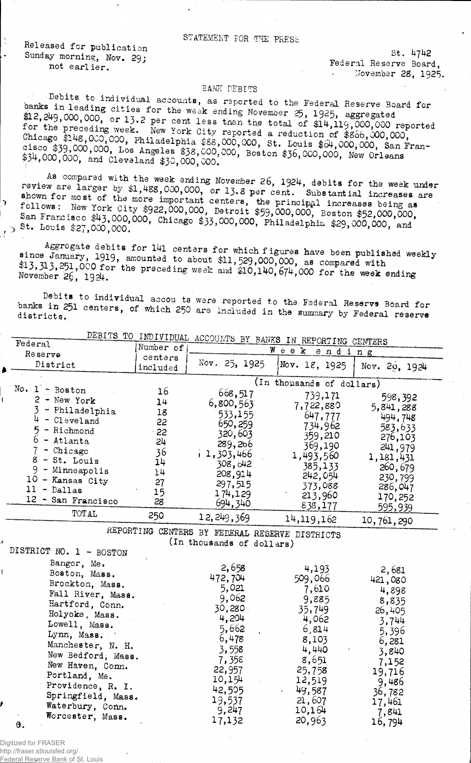STATEMENT FOR THE PRESS

Released for publication Sunday morning, Nov. 29; not earlier.

St. 4742
Federal Reserve Board,
November 28, 1925.

## BANK DEBITS

Debits to individual accounts, as reported to the Federal Reserve Board for banks in leading cities for the week ending November 25, 1925, aggregated $12,249,000,000, or 13.2 per cent less than the total of $14,119,000,000 reported for the preceding week. New York City reported a reduction of $866,000,000, Chicago $148,000,000, Philadelphia $88,000,000, St. Louis $64,000,000, San Francisco $39,000,000, Los Angeles $38,000,000, Boston $36,000,000, New Orleans $34,000,000, and Cleveland $30,000,000.

As compared with the week ending November 26, 1924, debits for the week under review are larger by $1,488,000,000, or 13.8 per cent. Substantial increases are shown for most of the more important centers, the principal increases being as follows: New York City $922,000,000, Detroit $59,000,000, Boston $52,000,000, San Francisco $43,000,000, Chicago $33,000,000, Philadelphia $29,000,000, and St. Louis $27,000,000.

Aggregate debits for 141 centers for which figures have been published weekly since January, 1919, amounted to about $11,529,000,000, as compared with $13,313,251,000 for the preceding week and $10,140,674,000 for the week ending November 26, 1924.

Debits to individual accou ts were reported to the Federal Reserve Board for banks in 251 centers, of which 250 are included in the summary by Federal reserve districts.

DEBITS TO INDIVIDUAL ACCOUNTS BY BANKS IN REPORTING CENTERS

| Federal Reserve District | Number of centers included | Week ending Nov. 25, 1925 | Nov. 18, 1925 | Nov. 26, 1924 |
|---|---|---|---|---|
| | | (In thousands of dollars) | | |
| No. 1 - Boston | 16 | 668,517 | 739,171 | 598,392 |
| 2 - New York | 14 | 6,800,563 | 7,722,880 | 5,841,288 |
| 3 - Philadelphia | 18 | 533,155 | 647,777 | 494,748 |
| 4 - Cleveland | 22 | 650,259 | 734,962 | 583,633 |
| 5 - Richmond | 22 | 320,603 | 359,210 | 276,103 |
| 6 - Atlanta | 24 | 289,266 | 369,190 | 241,979 |
| 7 - Chicago | 36 | 1,303,466 | 1,493,560 | 1,181,431 |
| 8 - St. Louis | 14 | 308,642 | 385,133 | 260,679 |
| 9 - Minneapolis | 14 | 208,914 | 242,054 | 230,799 |
| 10 - Kansas City | 27 | 297,515 | 373,088 | 286,047 |
| 11 - Dallas | 15 | 174,129 | 213,960 | 170,252 |
| 12 - San Francisco | 28 | 694,340 | 838,177 | 595,939 |
| TOTAL | 250 | 12,249,369 | 14,119,162 | 10,761,290 |

REPORTING CENTERS BY FEDERAL RESERVE DISTRICTS
(In thousands of dollars)

| DISTRICT NO. 1 - BOSTON | Nov. 25, 1925 | Nov. 18, 1925 | Nov. 26, 1924 |
|---|---|---|---|
| Bangor, Me. | 2,658 | 4,193 | 2,681 |
| Boston, Mass. | 472,704 | 509,066 | 421,080 |
| Brockton, Mass. | 5,021 | 7,610 | 4,898 |
| Fall River, Mass. | 9,062 | 9,885 | 8,835 |
| Hartford, Conn. | 30,280 | 35,749 | 26,405 |
| Holyoke, Mass. | 4,204 | 4,062 | 3,744 |
| Lowell, Mass. | 5,662 | 6,814 | 5,396 |
| Lynn, Mass. | 6,478 | 8,103 | 6,281 |
| Manchester, N. H. | 3,558 | 4,440 | 3,840 |
| New Bedford, Mass. | 7,358 | 8,651 | 7,152 |
| New Haven, Conn. | 22,957 | 25,758 | 19,716 |
| Portland, Me. | 10,154 | 12,519 | 9,486 |
| Providence, R. I. | 42,505 | 49,587 | 36,782 |
| Springfield, Mass. | 19,537 | 21,607 | 17,461 |
| Waterbury, Conn. | 9,247 | 10,164 | 7,841 |
| Worcester, Mass. | 17,132 | 20,963 | 16,794 |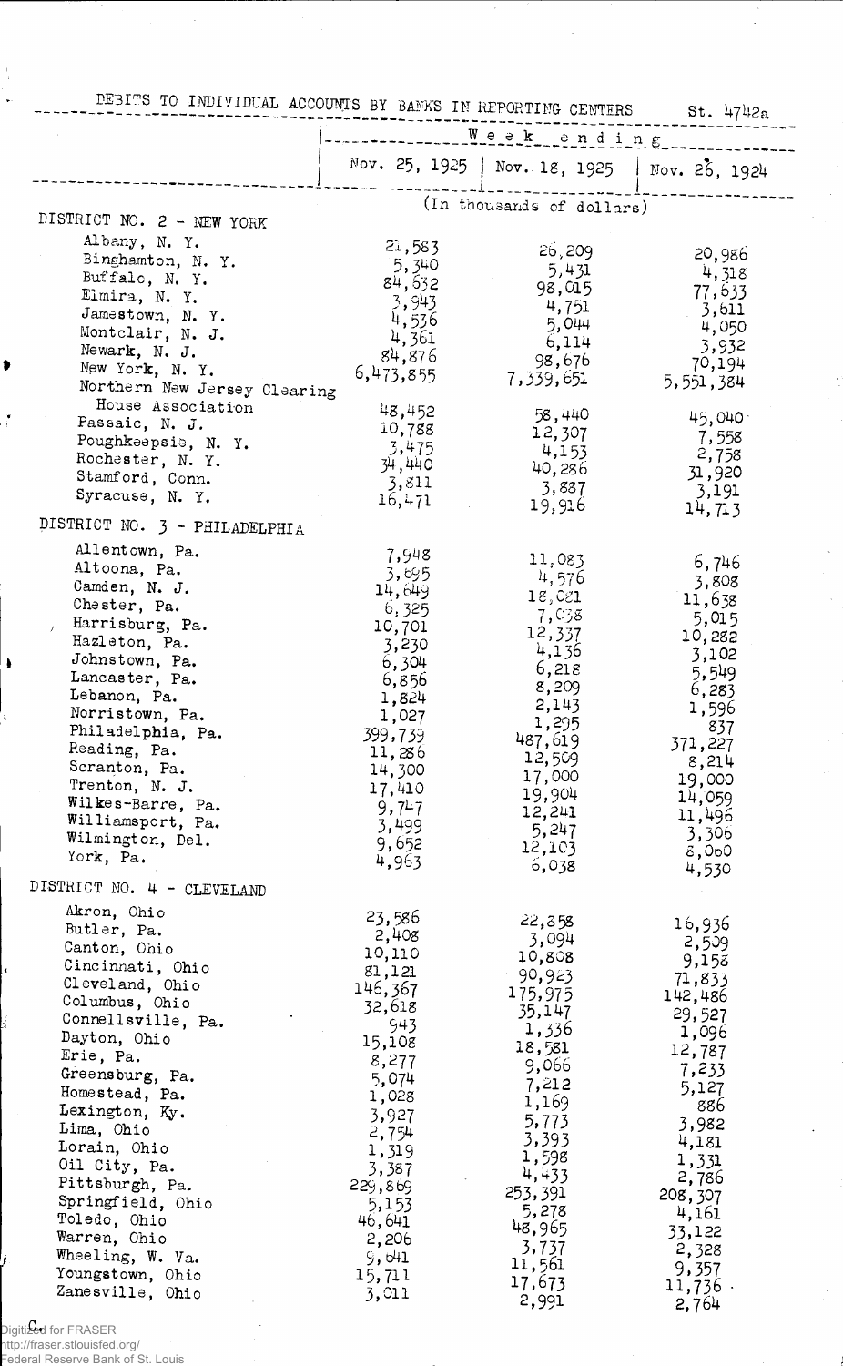DEBITS TO INDIVIDUAL ACCOUNTS BY BANKS IN REPORTING CENTERS St. 4742a

| | Week ending | | |
|---|---|---|---|
| | Nov. 25, 1925 | Nov. 18, 1925 | Nov. 26, 1924 |
| | (In thousands of dollars) | | |
| **DISTRICT NO. 2 - NEW YORK** | | | |
| Albany, N. Y. | 21,583 | 26,209 | 20,986 |
| Binghamton, N. Y. | 5,340 | 5,431 | 4,318 |
| Buffalo, N. Y. | 84,632 | 98,015 | 77,633 |
| Elmira, N. Y. | 3,943 | 4,751 | 3,611 |
| Jamestown, N. Y. | 4,536 | 5,044 | 4,050 |
| Montclair, N. J. | 4,361 | 6,114 | 3,932 |
| Newark, N. J. | 84,876 | 98,676 | 70,194 |
| New York, N. Y. | 6,473,855 | 7,339,651 | 5,551,384 |
| Northern New Jersey Clearing House Association | 48,452 | 58,440 | 45,040 |
| Passaic, N. J. | 10,788 | 12,307 | 7,558 |
| Poughkeepsie, N. Y. | 3,475 | 4,153 | 2,758 |
| Rochester, N. Y. | 34,440 | 40,286 | 31,920 |
| Stamford, Conn. | 3,811 | 3,887 | 3,191 |
| Syracuse, N. Y. | 16,471 | 19,916 | 14,713 |
| **DISTRICT NO. 3 - PHILADELPHIA** | | | |
| Allentown, Pa. | 7,948 | 11,083 | 6,746 |
| Altoona, Pa. | 3,695 | 4,576 | 3,808 |
| Camden, N. J. | 14,649 | 18,021 | 11,638 |
| Chester, Pa. | 6,325 | 7,038 | 5,015 |
| Harrisburg, Pa. | 10,701 | 12,337 | 10,282 |
| Hazleton, Pa. | 3,230 | 4,136 | 3,102 |
| Johnstown, Pa. | 6,304 | 6,218 | 5,549 |
| Lancaster, Pa. | 6,856 | 8,209 | 6,283 |
| Lebanon, Pa. | 1,824 | 2,143 | 1,596 |
| Norristown, Pa. | 1,027 | 1,295 | 837 |
| Philadelphia, Pa. | 399,739 | 487,619 | 371,227 |
| Reading, Pa. | 11,286 | 12,509 | 8,214 |
| Scranton, Pa. | 14,300 | 17,000 | 19,000 |
| Trenton, N. J. | 17,410 | 19,904 | 14,059 |
| Wilkes-Barre, Pa. | 9,747 | 12,241 | 11,496 |
| Williamsport, Pa. | 3,499 | 5,247 | 3,306 |
| Wilmington, Del. | 9,652 | 12,103 | 8,060 |
| York, Pa. | 4,963 | 6,038 | 4,530 |
| **DISTRICT NO. 4 - CLEVELAND** | | | |
| Akron, Ohio | 23,586 | 22,858 | 16,936 |
| Butler, Pa. | 2,408 | 3,094 | 2,509 |
| Canton, Ohio | 10,110 | 10,808 | 9,158 |
| Cincinnati, Ohio | 81,121 | 90,923 | 71,833 |
| Cleveland, Ohio | 146,367 | 175,975 | 142,486 |
| Columbus, Ohio | 32,618 | 35,147 | 29,527 |
| Connellsville, Pa. | 943 | 1,336 | 1,096 |
| Dayton, Ohio | 15,108 | 18,581 | 12,787 |
| Erie, Pa. | 8,277 | 9,066 | 7,233 |
| Greensburg, Pa. | 5,074 | 7,212 | 5,127 |
| Homestead, Pa. | 1,028 | 1,169 | 886 |
| Lexington, Ky. | 3,927 | 5,773 | 3,982 |
| Lima, Ohio | 2,754 | 3,393 | 4,181 |
| Lorain, Ohio | 1,319 | 1,598 | 1,331 |
| Oil City, Pa. | 3,387 | 4,433 | 2,786 |
| Pittsburgh, Pa. | 229,869 | 253,391 | 208,307 |
| Springfield, Ohio | 5,153 | 5,278 | 4,161 |
| Toledo, Ohio | 46,641 | 48,965 | 33,122 |
| Warren, Ohio | 2,206 | 3,737 | 2,328 |
| Wheeling, W. Va. | 9,641 | 11,561 | 9,357 |
| Youngstown, Ohio | 15,711 | 17,673 | 11,736 |
| Zanesville, Ohio | 3,011 | 2,991 | 2,764 |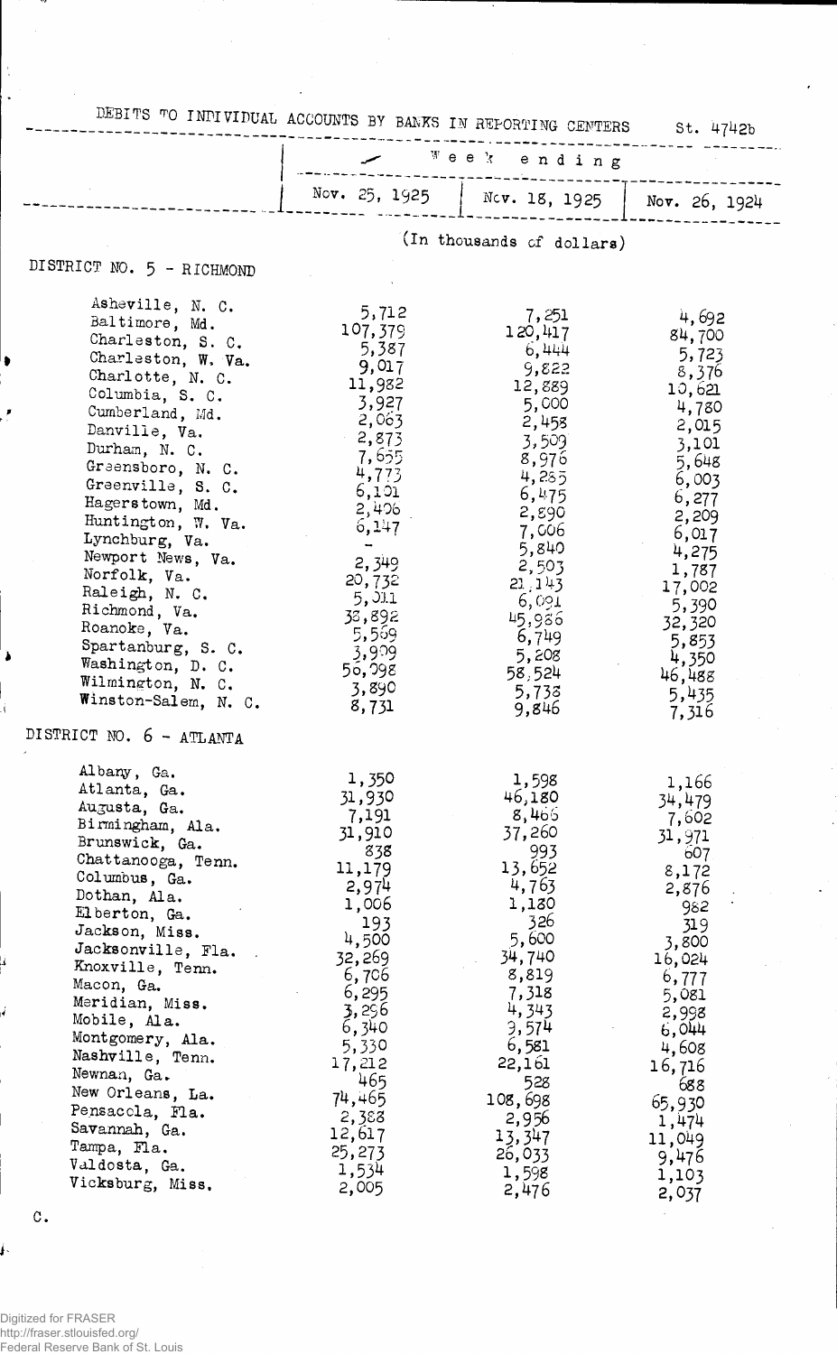DEBITS TO INDIVIDUAL ACCOUNTS BY BANKS IN REPORTING CENTERS St. 4742b

| | Week ending | | |
|---|---|---|---|
| | Nov. 25, 1925 | Nov. 18, 1925 | Nov. 26, 1924 |
| | (In thousands of dollars) | | |
| **DISTRICT NO. 5 - RICHMOND** | | | |
| Asheville, N. C. | 5,712 | 7,251 | 4,692 |
| Baltimore, Md. | 107,379 | 120,417 | 84,700 |
| Charleston, S. C. | 5,387 | 6,444 | 5,723 |
| Charleston, W. Va. | 9,017 | 9,822 | 8,376 |
| Charlotte, N. C. | 11,982 | 12,889 | 10,621 |
| Columbia, S. C. | 3,927 | 5,000 | 4,780 |
| Cumberland, Md. | 2,063 | 2,458 | 2,015 |
| Danville, Va. | 2,873 | 3,509 | 3,101 |
| Durham, N. C. | 7,655 | 8,976 | 5,648 |
| Greensboro, N. C. | 4,773 | 4,285 | 6,003 |
| Greenville, S. C. | 6,101 | 6,475 | 6,277 |
| Hagerstown, Md. | 2,406 | 2,890 | 2,209 |
| Huntington, W. Va. | 6,147 | 7,006 | 6,017 |
| Lynchburg, Va. | - | 5,840 | 4,275 |
| Newport News, Va. | 2,349 | 2,503 | 1,787 |
| Norfolk, Va. | 20,732 | 21,143 | 17,002 |
| Raleigh, N. C. | 5,011 | 6,091 | 5,390 |
| Richmond, Va. | 38,892 | 45,986 | 32,320 |
| Roanoke, Va. | 5,569 | 6,749 | 5,853 |
| Spartanburg, S. C. | 3,909 | 5,208 | 4,350 |
| Washington, D. C. | 50,098 | 58,524 | 46,488 |
| Wilmington, N. C. | 3,890 | 5,738 | 5,435 |
| Winston-Salem, N. C. | 8,731 | 9,846 | 7,316 |
| **DISTRICT NO. 6 - ATLANTA** | | | |
| Albany, Ga. | 1,350 | 1,598 | 1,166 |
| Atlanta, Ga. | 31,930 | 46,180 | 34,479 |
| Augusta, Ga. | 7,191 | 8,466 | 7,602 |
| Birmingham, Ala. | 31,910 | 37,260 | 31,971 |
| Brunswick, Ga. | 838 | 993 | 607 |
| Chattanooga, Tenn. | 11,179 | 13,652 | 8,172 |
| Columbus, Ga. | 2,974 | 4,763 | 2,876 |
| Dothan, Ala. | 1,006 | 1,180 | 982 |
| Elberton, Ga. | 193 | 326 | 319 |
| Jackson, Miss. | 4,500 | 5,600 | 3,800 |
| Jacksonville, Fla. | 32,269 | 34,740 | 16,024 |
| Knoxville, Tenn. | 6,706 | 8,819 | 6,777 |
| Macon, Ga. | 6,295 | 7,318 | 5,081 |
| Meridian, Miss. | 3,296 | 4,343 | 2,998 |
| Mobile, Ala. | 6,340 | 9,574 | 6,044 |
| Montgomery, Ala. | 5,330 | 6,581 | 4,608 |
| Nashville, Tenn. | 17,212 | 22,161 | 16,716 |
| Newnan, Ga. | 465 | 528 | 688 |
| New Orleans, La. | 74,465 | 108,698 | 65,930 |
| Pensacola, Fla. | 2,388 | 2,956 | 1,474 |
| Savannah, Ga. | 12,617 | 13,347 | 11,049 |
| Tampa, Fla. | 25,273 | 26,033 | 9,476 |
| Valdosta, Ga. | 1,534 | 1,598 | 1,103 |
| Vicksburg, Miss. | 2,005 | 2,476 | 2,037 |

C.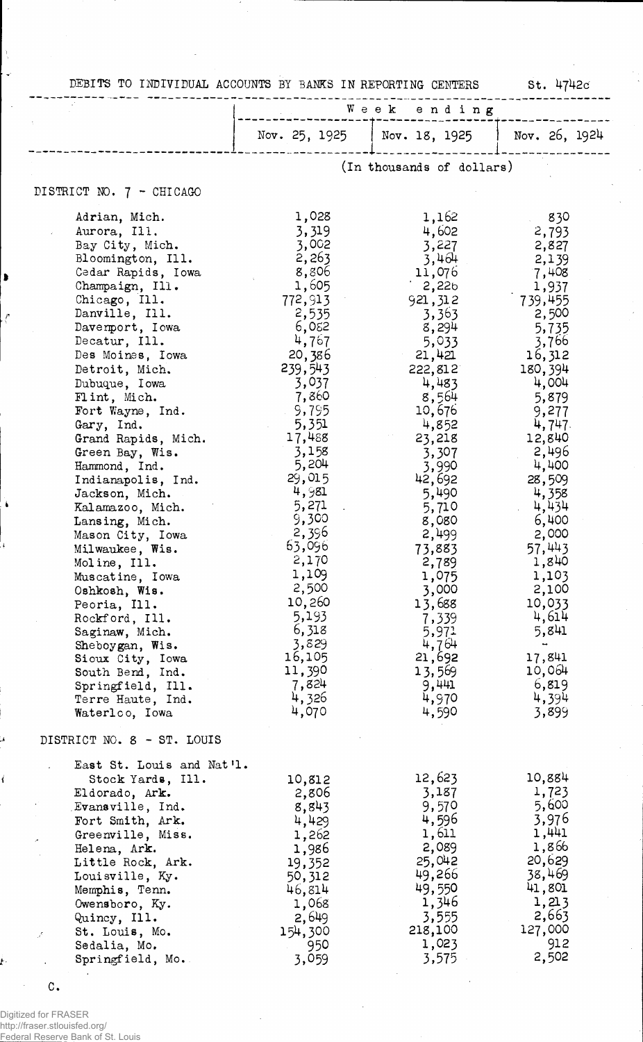DEBITS TO INDIVIDUAL ACCOUNTS BY BANKS IN REPORTING CENTERS St. 4742c

| | Week ending | | |
|---|---|---|---|
| | Nov. 25, 1925 | Nov. 18, 1925 | Nov. 26, 1924 |
| | (In thousands of dollars) | | |
| **DISTRICT NO. 7 - CHICAGO** | | | |
| Adrian, Mich. | 1,028 | 1,162 | 830 |
| Aurora, Ill. | 3,319 | 4,602 | 2,793 |
| Bay City, Mich. | 3,002 | 3,227 | 2,827 |
| Bloomington, Ill. | 2,263 | 3,464 | 2,139 |
| Cedar Rapids, Iowa | 8,806 | 11,076 | 7,408 |
| Champaign, Ill. | 1,605 | 2,226 | 1,937 |
| Chicago, Ill. | 772,913 | 921,312 | 739,455 |
| Danville, Ill. | 2,535 | 3,363 | 2,500 |
| Davenport, Iowa | 6,082 | 8,294 | 5,735 |
| Decatur, Ill. | 4,767 | 5,033 | 3,766 |
| Des Moines, Iowa | 20,386 | 21,421 | 16,312 |
| Detroit, Mich. | 239,543 | 222,812 | 180,394 |
| Dubuque, Iowa | 3,037 | 4,483 | 4,004 |
| Flint, Mich. | 7,860 | 8,564 | 5,879 |
| Fort Wayne, Ind. | 9,795 | 10,676 | 9,277 |
| Gary, Ind. | 5,351 | 4,852 | 4,747 |
| Grand Rapids, Mich. | 17,488 | 23,218 | 12,840 |
| Green Bay, Wis. | 3,158 | 3,307 | 2,496 |
| Hammond, Ind. | 5,204 | 3,990 | 4,400 |
| Indianapolis, Ind. | 29,015 | 42,692 | 28,509 |
| Jackson, Mich. | 4,981 | 5,490 | 4,358 |
| Kalamazoo, Mich. | 5,271 | 5,710 | 4,434 |
| Lansing, Mich. | 9,300 | 8,080 | 6,400 |
| Mason City, Iowa | 2,396 | 2,499 | 2,000 |
| Milwaukee, Wis. | 63,096 | 73,883 | 57,443 |
| Moline, Ill. | 2,170 | 2,789 | 1,840 |
| Muscatine, Iowa | 1,109 | 1,075 | 1,103 |
| Oshkosh, Wis. | 2,500 | 3,000 | 2,100 |
| Peoria, Ill. | 10,260 | 13,688 | 10,033 |
| Rockford, Ill. | 5,193 | 7,339 | 4,614 |
| Saginaw, Mich. | 6,318 | 5,971 | 5,841 |
| Sheboygan, Wis. | 3,829 | 4,764 | - |
| Sioux City, Iowa | 16,105 | 21,692 | 17,841 |
| South Bend, Ind. | 11,390 | 13,569 | 10,064 |
| Springfield, Ill. | 7,824 | 9,441 | 6,819 |
| Terre Haute, Ind. | 4,326 | 4,970 | 4,394 |
| Waterloo, Iowa | 4,070 | 4,590 | 3,899 |
| **DISTRICT NO. 8 - ST. LOUIS** | | | |
| East St. Louis and Nat'l. Stock Yards, Ill. | 10,812 | 12,623 | 10,884 |
| Eldorado, Ark. | 2,806 | 3,187 | 1,723 |
| Evansville, Ind. | 8,843 | 9,570 | 5,600 |
| Fort Smith, Ark. | 4,429 | 4,596 | 3,976 |
| Greenville, Miss. | 1,262 | 1,611 | 1,441 |
| Helena, Ark. | 1,986 | 2,089 | 1,866 |
| Little Rock, Ark. | 19,352 | 25,042 | 20,629 |
| Louisville, Ky. | 50,312 | 49,266 | 38,469 |
| Memphis, Tenn. | 46,814 | 49,550 | 41,801 |
| Owensboro, Ky. | 1,068 | 1,346 | 1,213 |
| Quincy, Ill. | 2,649 | 3,555 | 2,663 |
| St. Louis, Mo. | 154,300 | 218,100 | 127,000 |
| Sedalia, Mo. | 950 | 1,023 | 912 |
| Springfield, Mo. | 3,059 | 3,575 | 2,502 |

C.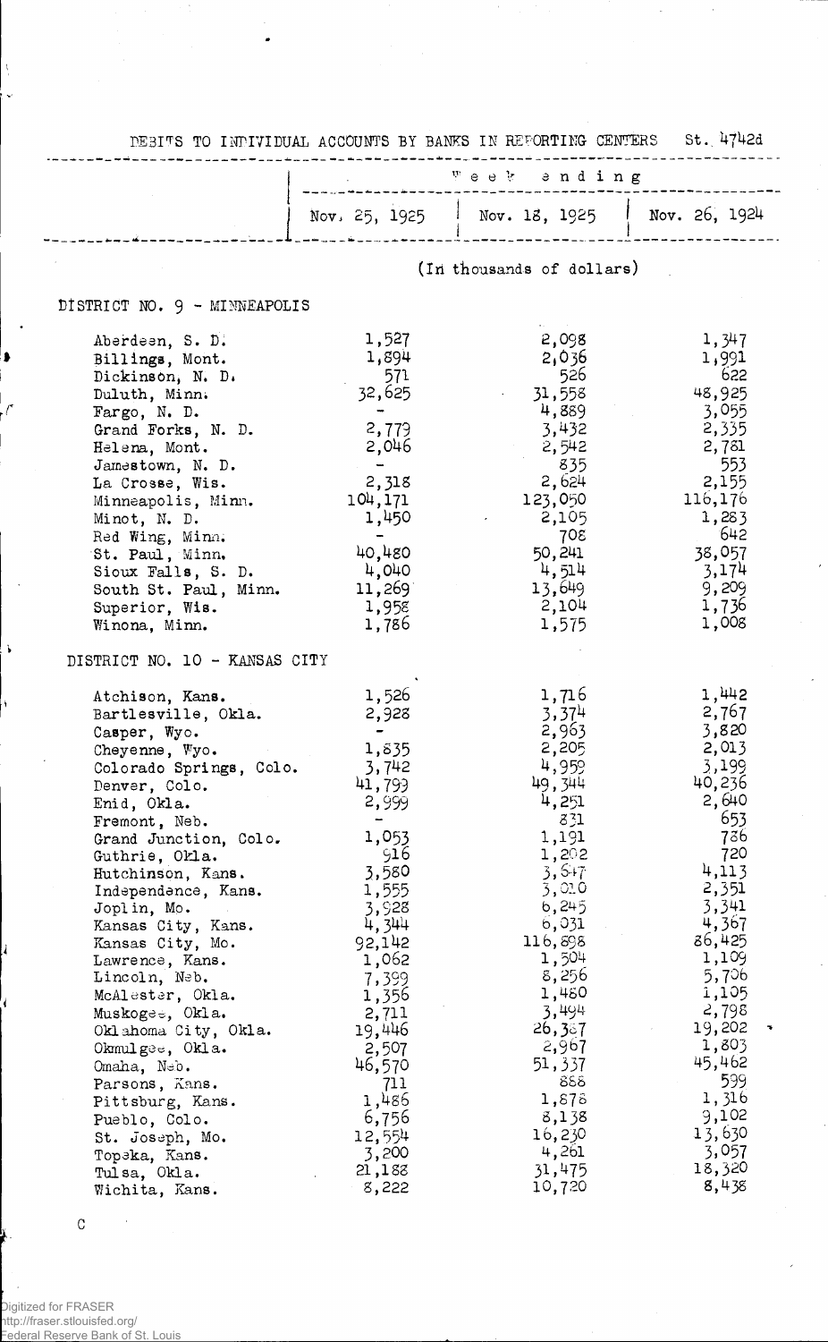DEBITS TO INDIVIDUAL ACCOUNTS BY BANKS IN REPORTING CENTERS St. 4742d

| | Week ending | | |
|---|---|---|---|
| | Nov. 25, 1925 | Nov. 18, 1925 | Nov. 26, 1924 |
| | (In thousands of dollars) | | |
| **DISTRICT NO. 9 - MINNEAPOLIS** | | | |
| Aberdeen, S. D. | 1,527 | 2,098 | 1,347 |
| Billings, Mont. | 1,894 | 2,036 | 1,991 |
| Dickinson, N. D. | 571 | 526 | 622 |
| Duluth, Minn. | 32,625 | 31,558 | 48,925 |
| Fargo, N. D. | - | 4,889 | 3,055 |
| Grand Forks, N. D. | 2,779 | 3,432 | 2,335 |
| Helena, Mont. | 2,046 | 2,542 | 2,781 |
| Jamestown, N. D. | - | 835 | 553 |
| La Crosse, Wis. | 2,318 | 2,624 | 2,155 |
| Minneapolis, Minn. | 104,171 | 123,050 | 116,176 |
| Minot, N. D. | 1,450 | 2,105 | 1,283 |
| Red Wing, Minn. | - | 708 | 642 |
| St. Paul, Minn. | 40,480 | 50,241 | 38,057 |
| Sioux Falls, S. D. | 4,040 | 4,514 | 3,174 |
| South St. Paul, Minn. | 11,269 | 13,649 | 9,209 |
| Superior, Wis. | 1,958 | 2,104 | 1,736 |
| Winona, Minn. | 1,786 | 1,575 | 1,008 |
| **DISTRICT NO. 10 - KANSAS CITY** | | | |
| Atchison, Kans. | 1,526 | 1,716 | 1,442 |
| Bartlesville, Okla. | 2,928 | 3,374 | 2,767 |
| Casper, Wyo. | - | 2,963 | 3,820 |
| Cheyenne, Wyo. | 1,835 | 2,205 | 2,013 |
| Colorado Springs, Colo. | 3,742 | 4,959 | 3,199 |
| Denver, Colo. | 41,799 | 49,344 | 40,236 |
| Enid, Okla. | 2,999 | 4,251 | 2,640 |
| Fremont, Neb. | - | 831 | 653 |
| Grand Junction, Colo. | 1,053 | 1,191 | 786 |
| Guthrie, Okla. | 916 | 1,202 | 720 |
| Hutchinson, Kans. | 3,580 | 3,647 | 4,113 |
| Independence, Kans. | 1,555 | 3,010 | 2,351 |
| Joplin, Mo. | 3,928 | 6,245 | 3,341 |
| Kansas City, Kans. | 4,344 | 6,031 | 4,367 |
| Kansas City, Mo. | 92,142 | 116,898 | 86,425 |
| Lawrence, Kans. | 1,062 | 1,504 | 1,109 |
| Lincoln, Neb. | 7,399 | 8,256 | 5,706 |
| McAlester, Okla. | 1,356 | 1,480 | 1,105 |
| Muskogee, Okla. | 2,711 | 3,494 | 2,798 |
| Oklahoma City, Okla. | 19,446 | 26,387 | 19,202 |
| Okmulgee, Okla. | 2,507 | 2,967 | 1,803 |
| Omaha, Neb. | 46,570 | 51,337 | 45,462 |
| Parsons, Kans. | 711 | 888 | 599 |
| Pittsburg, Kans. | 1,486 | 1,878 | 1,316 |
| Pueblo, Colo. | 6,756 | 8,138 | 9,102 |
| St. Joseph, Mo. | 12,554 | 16,230 | 13,630 |
| Topeka, Kans. | 3,200 | 4,261 | 3,057 |
| Tulsa, Okla. | 21,188 | 31,475 | 18,320 |
| Wichita, Kans. | 8,222 | 10,720 | 8,438 |

C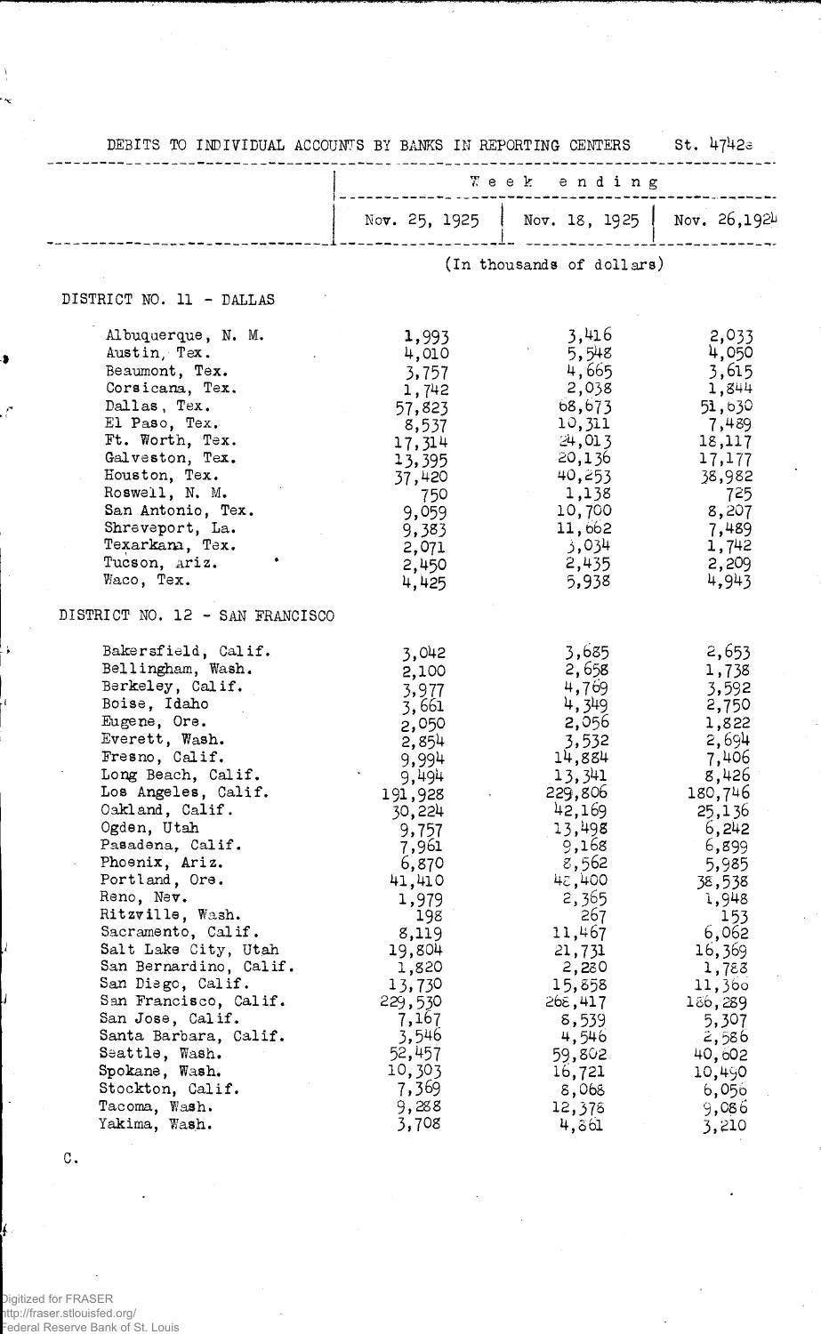DEBITS TO INDIVIDUAL ACCOUNTS BY BANKS IN REPORTING CENTERS St. 4742e

| | Week ending | | |
|---|---|---|---|
| | Nov. 25, 1925 | Nov. 18, 1925 | Nov. 26, 1924 |
| | (In thousands of dollars) | | |
| **DISTRICT NO. 11 - DALLAS** | | | |
| Albuquerque, N. M. | 1,993 | 3,416 | 2,033 |
| Austin, Tex. | 4,010 | 5,548 | 4,050 |
| Beaumont, Tex. | 3,757 | 4,665 | 3,615 |
| Corsicana, Tex. | 1,742 | 2,038 | 1,844 |
| Dallas, Tex. | 57,823 | 68,673 | 51,630 |
| El Paso, Tex. | 8,537 | 10,311 | 7,489 |
| Ft. Worth, Tex. | 17,314 | 24,013 | 18,117 |
| Galveston, Tex. | 13,395 | 20,136 | 17,177 |
| Houston, Tex. | 37,420 | 40,253 | 38,982 |
| Roswell, N. M. | 750 | 1,138 | 725 |
| San Antonio, Tex. | 9,059 | 10,700 | 8,207 |
| Shreveport, La. | 9,383 | 11,662 | 7,489 |
| Texarkana, Tex. | 2,071 | 3,034 | 1,742 |
| Tucson, Ariz. | 2,450 | 2,435 | 2,209 |
| Waco, Tex. | 4,425 | 5,938 | 4,943 |
| **DISTRICT NO. 12 - SAN FRANCISCO** | | | |
| Bakersfield, Calif. | 3,042 | 3,685 | 2,653 |
| Bellingham, Wash. | 2,100 | 2,658 | 1,738 |
| Berkeley, Calif. | 3,977 | 4,769 | 3,592 |
| Boise, Idaho | 3,661 | 4,349 | 2,750 |
| Eugene, Ore. | 2,050 | 2,056 | 1,822 |
| Everett, Wash. | 2,854 | 3,532 | 2,694 |
| Fresno, Calif. | 9,994 | 14,884 | 7,406 |
| Long Beach, Calif. | 9,494 | 13,341 | 8,426 |
| Los Angeles, Calif. | 191,928 | 229,806 | 180,746 |
| Oakland, Calif. | 30,224 | 42,169 | 25,136 |
| Ogden, Utah | 9,757 | 13,498 | 6,242 |
| Pasadena, Calif. | 7,961 | 9,168 | 6,899 |
| Phoenix, Ariz. | 6,870 | 8,562 | 5,985 |
| Portland, Ore. | 41,410 | 42,400 | 38,538 |
| Reno, Nev. | 1,979 | 2,365 | 1,948 |
| Ritzville, Wash. | 198 | 267 | 153 |
| Sacramento, Calif. | 8,119 | 11,467 | 6,062 |
| Salt Lake City, Utah | 19,804 | 21,731 | 16,369 |
| San Bernardino, Calif. | 1,820 | 2,280 | 1,788 |
| San Diego, Calif. | 13,730 | 15,858 | 11,360 |
| San Francisco, Calif. | 229,530 | 268,417 | 186,289 |
| San Jose, Calif. | 7,167 | 8,539 | 5,307 |
| Santa Barbara, Calif. | 3,546 | 4,546 | 2,586 |
| Seattle, Wash. | 52,457 | 59,802 | 40,602 |
| Spokane, Wash. | 10,303 | 16,721 | 10,490 |
| Stockton, Calif. | 7,369 | 8,068 | 6,056 |
| Tacoma, Wash. | 9,288 | 12,378 | 9,086 |
| Yakima, Wash. | 3,708 | 4,861 | 3,210 |

C.